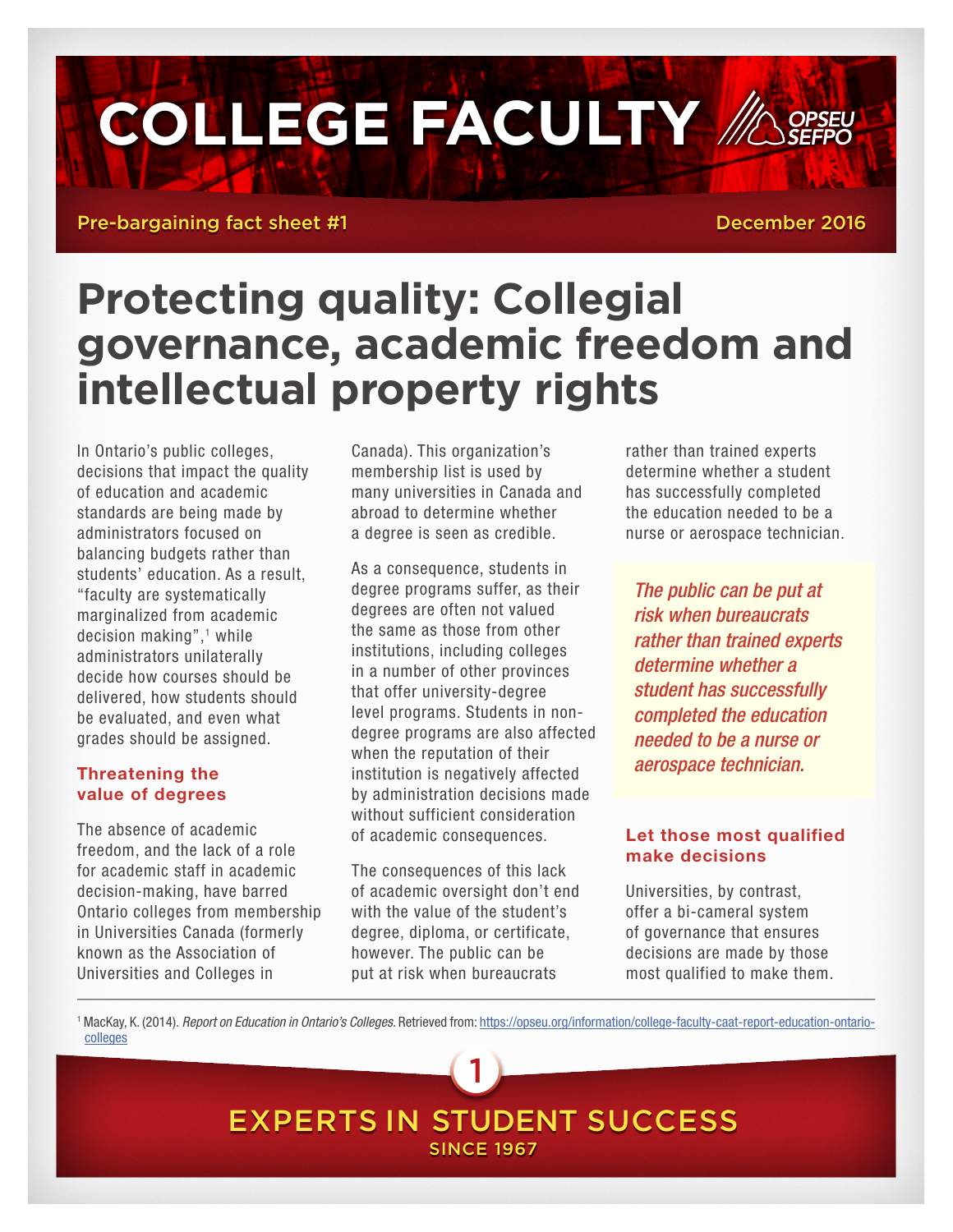# COLLEGE FACULTY

OPSEU SEFPO

Pre-bargaining fact sheet #1 — December 2016

## Protecting quality: Collegial governance, academic freedom and intellectual property rights

In Ontario's public colleges, decisions that impact the quality of education and academic standards are being made by administrators focused on balancing budgets rather than students' education. As a result, "faculty are systematically marginalized from academic decision making",[1] while administrators unilaterally decide how courses should be delivered, how students should be evaluated, and even what grades should be assigned.

### Threatening the value of degrees

The absence of academic freedom, and the lack of a role for academic staff in academic decision-making, have barred Ontario colleges from membership in Universities Canada (formerly known as the Association of Universities and Colleges in Canada). This organization's membership list is used by many universities in Canada and abroad to determine whether a degree is seen as credible.

As a consequence, students in degree programs suffer, as their degrees are often not valued the same as those from other institutions, including colleges in a number of other provinces that offer university-degree level programs. Students in non-degree programs are also affected when the reputation of their institution is negatively affected by administration decisions made without sufficient consideration of academic consequences.

The consequences of this lack of academic oversight don't end with the value of the student's degree, diploma, or certificate, however. The public can be put at risk when bureaucrats rather than trained experts determine whether a student has successfully completed the education needed to be a nurse or aerospace technician.

> *The public can be put at risk when bureaucrats rather than trained experts determine whether a student has successfully completed the education needed to be a nurse or aerospace technician.*

### Let those most qualified make decisions

Universities, by contrast, offer a bi-cameral system of governance that ensures decisions are made by those most qualified to make them.

---

[1] MacKay, K. (2014). *Report on Education in Ontario's Colleges.* Retrieved from: https://opseu.org/information/college-faculty-caat-report-education-ontario-colleges

EXPERTS IN STUDENT SUCCESS
SINCE 1967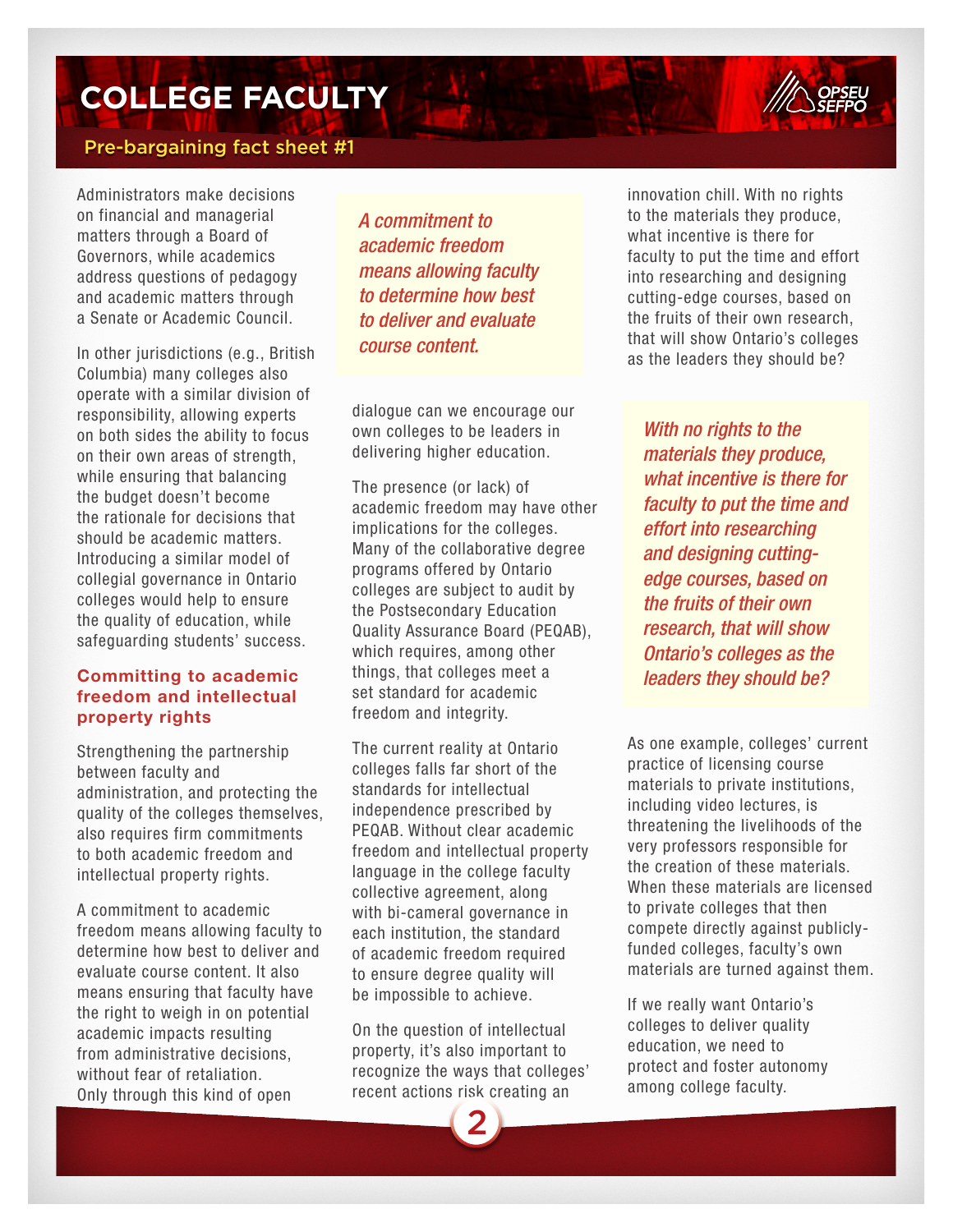Administrators make decisions on financial and managerial matters through a Board of Governors, while academics address questions of pedagogy and academic matters through a Senate or Academic Council.

In other jurisdictions (e.g., British Columbia) many colleges also operate with a similar division of responsibility, allowing experts on both sides the ability to focus on their own areas of strength, while ensuring that balancing the budget doesn't become the rationale for decisions that should be academic matters. Introducing a similar model of collegial governance in Ontario colleges would help to ensure the quality of education, while safeguarding students' success.

### Committing to academic freedom and intellectual property rights

Strengthening the partnership between faculty and administration, and protecting the quality of the colleges themselves, also requires firm commitments to both academic freedom and intellectual property rights.

A commitment to academic freedom means allowing faculty to determine how best to deliver and evaluate course content. It also means ensuring that faculty have the right to weigh in on potential academic impacts resulting from administrative decisions, without fear of retaliation. Only through this kind of open dialogue can we encourage our own colleges to be leaders in delivering higher education.

*A commitment to academic freedom means allowing faculty to determine how best to deliver and evaluate course content.*

The presence (or lack) of academic freedom may have other implications for the colleges. Many of the collaborative degree programs offered by Ontario colleges are subject to audit by the Postsecondary Education Quality Assurance Board (PEQAB), which requires, among other things, that colleges meet a set standard for academic freedom and integrity.

The current reality at Ontario colleges falls far short of the standards for intellectual independence prescribed by PEQAB. Without clear academic freedom and intellectual property language in the college faculty collective agreement, along with bi-cameral governance in each institution, the standard of academic freedom required to ensure degree quality will be impossible to achieve.

On the question of intellectual property, it's also important to recognize the ways that colleges' recent actions risk creating an innovation chill. With no rights to the materials they produce, what incentive is there for faculty to put the time and effort into researching and designing cutting-edge courses, based on the fruits of their own research, that will show Ontario's colleges as the leaders they should be?

*With no rights to the materials they produce, what incentive is there for faculty to put the time and effort into researching and designing cutting-edge courses, based on the fruits of their own research, that will show Ontario's colleges as the leaders they should be?*

As one example, colleges' current practice of licensing course materials to private institutions, including video lectures, is threatening the livelihoods of the very professors responsible for the creation of these materials. When these materials are licensed to private colleges that then compete directly against publicly-funded colleges, faculty's own materials are turned against them.

If we really want Ontario's colleges to deliver quality education, we need to protect and foster autonomy among college faculty.